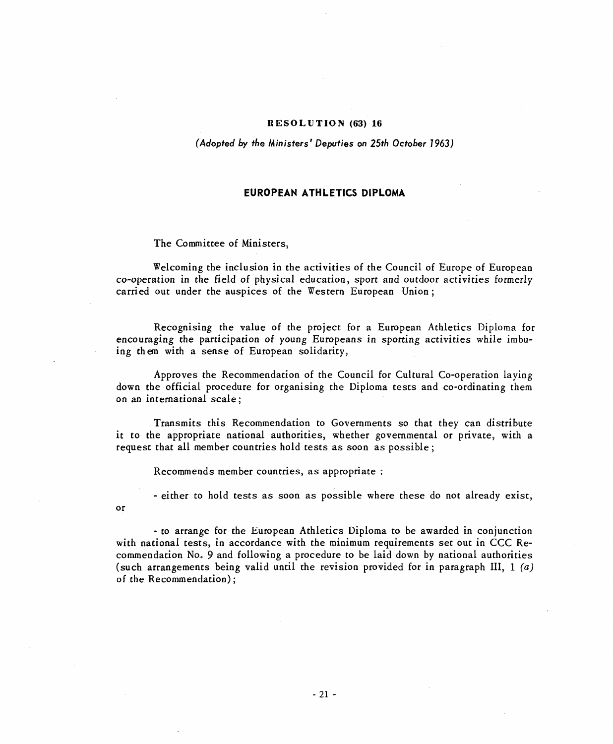**RESOLUTION (63) 16**

*(Adopted by the Ministers' Deputies on 25th October 1963)*

## EUROPEAN ATHLETICS DIPLOMA

The Committee of Ministers,

Welcoming the inclusion in the activities of the Council of Europe of European co-operation in the field of physical education, sport and outdoor activities formerly carried out under the auspices of the Western European Union;

Recognising the value of the project for a European Athletics Diploma for encouraging the participation of young Europeans in sporting activities while imbuing them with a sense of European solidarity,

Approves the Recommendation of the Council for Cultural Co-operation laying down the official procedure for organising the Diploma tests and co-ordinating them on an international scale;

Transmits this Recommendation to Governments so that they can distribute it to the appropriate national authorities, whether governmental or private, with a request that all member countries hold tests as soon as possible;

Recommends member countries, as appropriate :

- either to hold tests as soon as possible where these do not already exist,

or

- to arrange for the European Athletics Diploma to be awarded in conjunction with national tests, in accordance with the minimum requirements set out in CCC Recommendation No. 9 and following a procedure to be laid down by national authorities (such arrangements being valid until the revision provided for in paragraph III, 1 *(a)* of the Recommendation);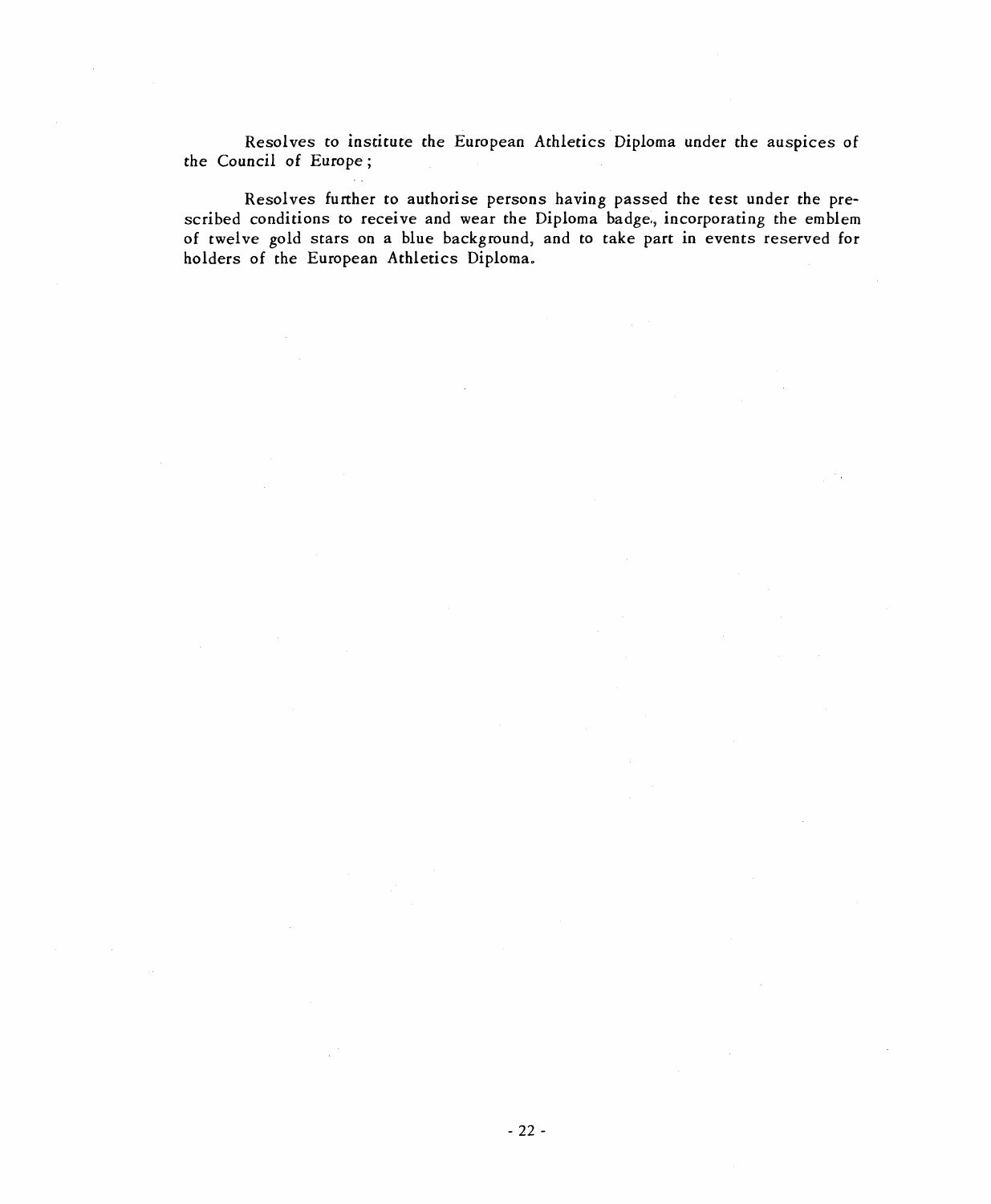Resolves to institute the European Athletics Diploma under the auspices of the Council of Europe;

Resolves further to authorise persons having passed the test under the prescribed conditions to receive and wear the Diploma badge, incorporating the emblem of twelve gold stars on a blue background, and to take part in events reserved for holders of the European Athletics Diploma.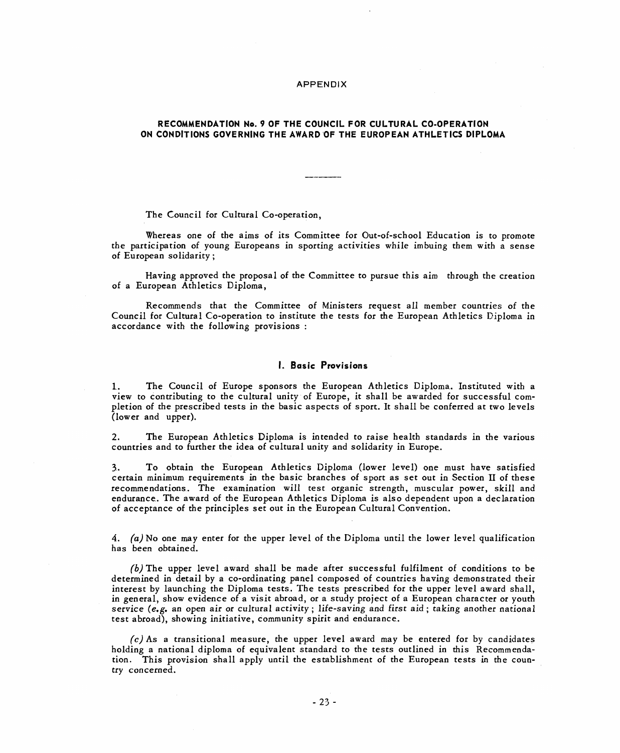APPENDIX

## RECOMMENDATION No. 9 OF THE COUNCIL FOR CULTURAL CO-OPERATION ON CONDITIONS GOVERNING THE AWARD OF THE EUROPEAN ATHLETICS DIPLOMA

---

The Council for Cultural Co-operation,

Whereas one of the aims of its Committee for Out-of-school Education is to promote the participation of young Europeans in sporting activities while imbuing them with a sense of European solidarity;

Having approved the proposal of the Committee to pursue this aim through the creation of a European Athletics Diploma,

Recommends that the Committee of Ministers request all member countries of the Council for Cultural Co-operation to institute the tests for the European Athletics Diploma in accordance with the following provisions :

### I. Basic Provisions

1. The Council of Europe sponsors the European Athletics Diploma. Instituted with a view to contributing to the cultural unity of Europe, it shall be awarded for successful completion of the prescribed tests in the basic aspects of sport. It shall be conferred at two levels (lower and upper).

2. The European Athletics Diploma is intended to raise health standards in the various countries and to further the idea of cultural unity and solidarity in Europe.

3. To obtain the European Athletics Diploma (lower level) one must have satisfied certain minimum requirements in the basic branches of sport as set out in Section II of these recommendations. The examination will test organic strength, muscular power, skill and endurance. The award of the European Athletics Diploma is also dependent upon a declaration of acceptance of the principles set out in the European Cultural Convention.

4. *(a)* No one may enter for the upper level of the Diploma until the lower level qualification has been obtained.

*(b)* The upper level award shall be made after successful fulfilment of conditions to be determined in detail by a co-ordinating panel composed of countries having demonstrated their interest by launching the Diploma tests. The tests prescribed for the upper level award shall, in general, show evidence of a visit abroad, or a study project of a European character or youth service (*e.g.* an open air or cultural activity; life-saving and first aid; taking another national test abroad), showing initiative, community spirit and endurance.

*(c)* As a transitional measure, the upper level award may be entered for by candidates holding a national diploma of equivalent standard to the tests outlined in this Recommendation. This provision shall apply until the establishment of the European tests in the country concerned.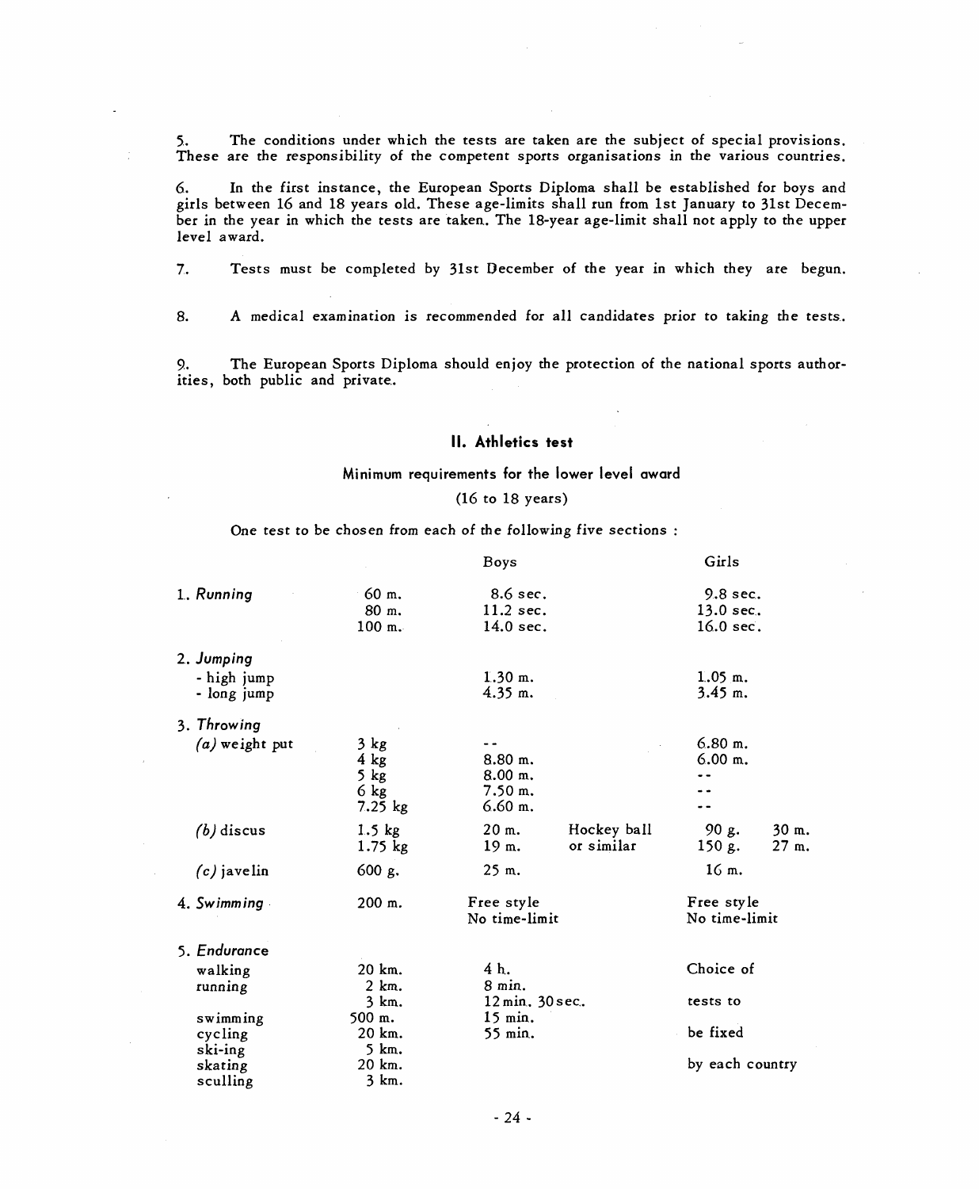5. The conditions under which the tests are taken are the subject of special provisions. These are the responsibility of the competent sports organisations in the various countries.

6. In the first instance, the European Sports Diploma shall be established for boys and girls between 16 and 18 years old. These age-limits shall run from 1st January to 31st December in the year in which the tests are taken. The 18-year age-limit shall not apply to the upper level award.

7. Tests must be completed by 31st December of the year in which they are begun.

8. A medical examination is recommended for all candidates prior to taking the tests.

9. The European Sports Diploma should enjoy the protection of the national sports authorities, both public and private.

## II. Athletics test

### Minimum requirements for the lower level award

(16 to 18 years)

One test to be chosen from each of the following five sections :

| | | Boys | | Girls | |
|---|---|---|---|---|---|
| 1. *Running* | 60 m. | 8.6 sec. | | 9.8 sec. | |
| | 80 m. | 11.2 sec. | | 13.0 sec. | |
| | 100 m. | 14.0 sec. | | 16.0 sec. | |
| 2. *Jumping* | | | | | |
| - high jump | | 1.30 m. | | 1.05 m. | |
| - long jump | | 4.35 m. | | 3.45 m. | |
| 3. *Throwing* | | | | | |
| *(a)* weight put | 3 kg | -- | | 6.80 m. | |
| | 4 kg | 8.80 m. | | 6.00 m. | |
| | 5 kg | 8.00 m. | | -- | |
| | 6 kg | 7.50 m. | | -- | |
| | 7.25 kg | 6.60 m. | | -- | |
| *(b)* discus | 1.5 kg | 20 m. | Hockey ball | 90 g. | 30 m. |
| | 1.75 kg | 19 m. | or similar | 150 g. | 27 m. |
| *(c)* javelin | 600 g. | 25 m. | | 16 m. | |
| 4. *Swimming* | 200 m. | Free style No time-limit | | Free style No time-limit | |
| 5. *Endurance* | | | | | |
| walking | 20 km. | 4 h. | | Choice of | |
| running | 2 km. | 8 min. | | | |
| | 3 km. | 12 min. 30 sec. | | tests to | |
| swimming | 500 m. | 15 min. | | | |
| cycling | 20 km. | 55 min. | | be fixed | |
| ski-ing | 5 km. | | | | |
| skating | 20 km. | | | by each country | |
| sculling | 3 km. | | | | |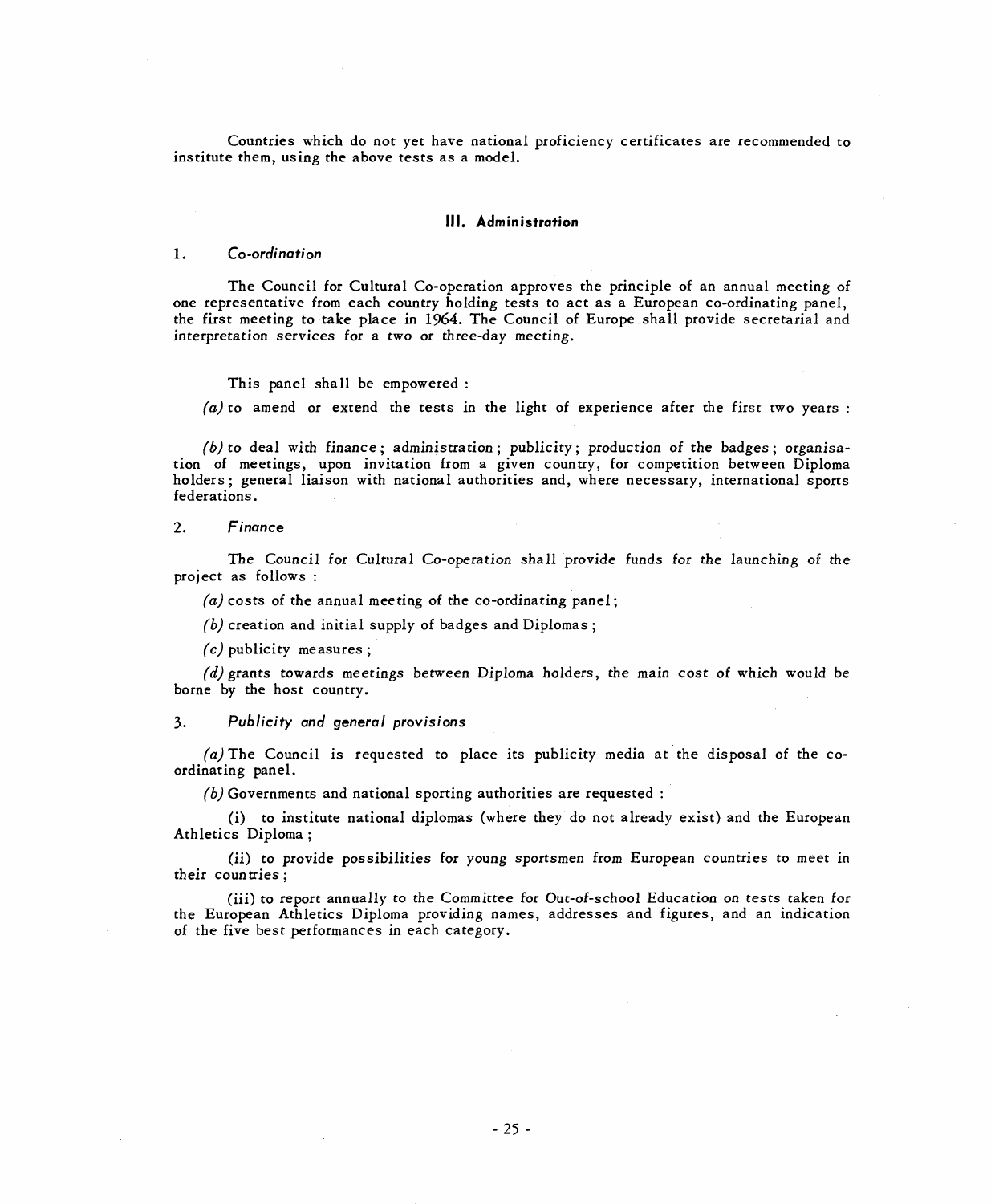Countries which do not yet have national proficiency certificates are recommended to institute them, using the above tests as a model.

## III. Administration

### 1. *Co-ordination*

The Council for Cultural Co-operation approves the principle of an annual meeting of one representative from each country holding tests to act as a European co-ordinating panel, the first meeting to take place in 1964. The Council of Europe shall provide secretarial and interpretation services for a two or three-day meeting.

This panel shall be empowered :

*(a)* to amend or extend the tests in the light of experience after the first two years :

*(b)* to deal with finance; administration; publicity; production of the badges; organisation of meetings, upon invitation from a given country, for competition between Diploma holders; general liaison with national authorities and, where necessary, international sports federations.

### 2. *Finance*

The Council for Cultural Co-operation shall provide funds for the launching of the project as follows :

*(a)* costs of the annual meeting of the co-ordinating panel;

*(b)* creation and initial supply of badges and Diplomas ;

*(c)* publicity measures ;

*(d)* grants towards meetings between Diploma holders, the main cost of which would be borne by the host country.

### 3. *Publicity and general provisions*

*(a)* The Council is requested to place its publicity media at the disposal of the co-ordinating panel.

*(b)* Governments and national sporting authorities are requested :

(i) to institute national diplomas (where they do not already exist) and the European Athletics Diploma ;

(ii) to provide possibilities for young sportsmen from European countries to meet in their countries ;

(iii) to report annually to the Committee for Out-of-school Education on tests taken for the European Athletics Diploma providing names, addresses and figures, and an indication of the five best performances in each category.